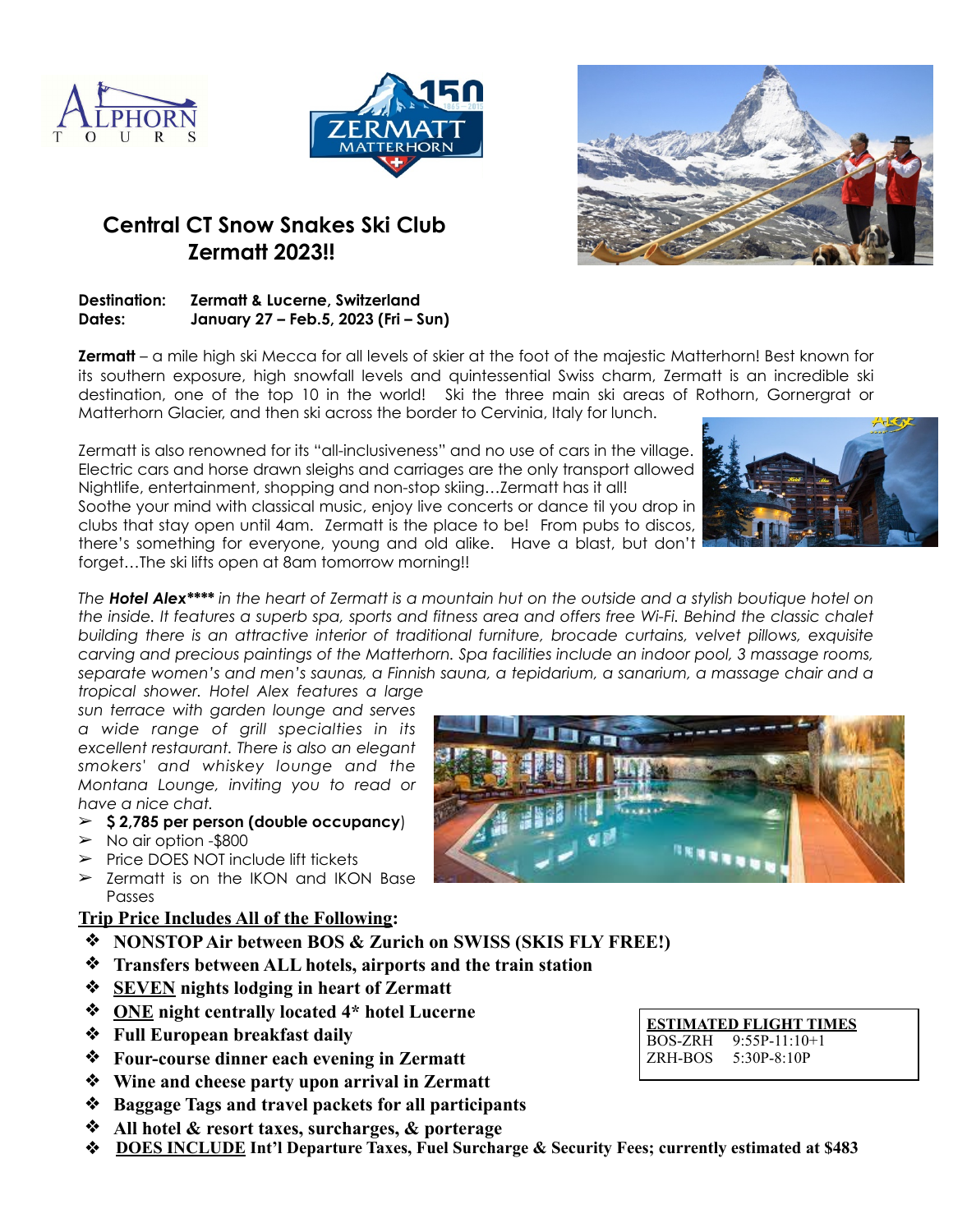# Central CT Snow Snakes Ski Club
# Zermatt 2023!!

**Destination:** **Zermatt & Lucerne, Switzerland**
**Dates:** **January 27 – Feb.5, 2023 (Fri – Sun)**

**Zermatt** – a mile high ski Mecca for all levels of skier at the foot of the majestic Matterhorn! Best known for its southern exposure, high snowfall levels and quintessential Swiss charm, Zermatt is an incredible ski destination, one of the top 10 in the world! Ski the three main ski areas of Rothorn, Gornergrat or Matterhorn Glacier, and then ski across the border to Cervinia, Italy for lunch.

Zermatt is also renowned for its "all-inclusiveness" and no use of cars in the village. Electric cars and horse drawn sleighs and carriages are the only transport allowed Nightlife, entertainment, shopping and non-stop skiing…Zermatt has it all! Soothe your mind with classical music, enjoy live concerts or dance til you drop in clubs that stay open until 4am. Zermatt is the place to be! From pubs to discos, there's something for everyone, young and old alike. Have a blast, but don't forget…The ski lifts open at 8am tomorrow morning!!

*The **Hotel Alex\*\*\*\**** *in the heart of Zermatt is a mountain hut on the outside and a stylish boutique hotel on the inside. It features a superb spa, sports and fitness area and offers free Wi-Fi. Behind the classic chalet building there is an attractive interior of traditional furniture, brocade curtains, velvet pillows, exquisite carving and precious paintings of the Matterhorn. Spa facilities include an indoor pool, 3 massage rooms, separate women's and men's saunas, a Finnish sauna, a tepidarium, a sanarium, a massage chair and a tropical shower. Hotel Alex features a large sun terrace with garden lounge and serves a wide range of grill specialties in its excellent restaurant. There is also an elegant smokers' and whiskey lounge and the Montana Lounge, inviting you to read or have a nice chat.*

- **$ 2,785 per person (double occupancy**)
- No air option -$800
- Price DOES NOT include lift tickets
- Zermatt is on the IKON and IKON Base Passes

**<u>Trip Price Includes All of the Following</u>:**

- **NONSTOP Air between BOS & Zurich on SWISS (SKIS FLY FREE!)**
- **Transfers between ALL hotels, airports and the train station**
- **<u>SEVEN</u> nights lodging in heart of Zermatt**
- **<u>ONE</u> night centrally located 4\* hotel Lucerne**
- **Full European breakfast daily**
- **Four-course dinner each evening in Zermatt**
- **Wine and cheese party upon arrival in Zermatt**
- **Baggage Tags and travel packets for all participants**
- **All hotel & resort taxes, surcharges, & porterage**
- **<u>DOES INCLUDE</u> Int'l Departure Taxes, Fuel Surcharge & Security Fees; currently estimated at $483**

**<u>ESTIMATED FLIGHT TIMES</u>**

| | |
|---|---|
| BOS-ZRH | 9:55P-11:10+1 |
| ZRH-BOS | 5:30P-8:10P |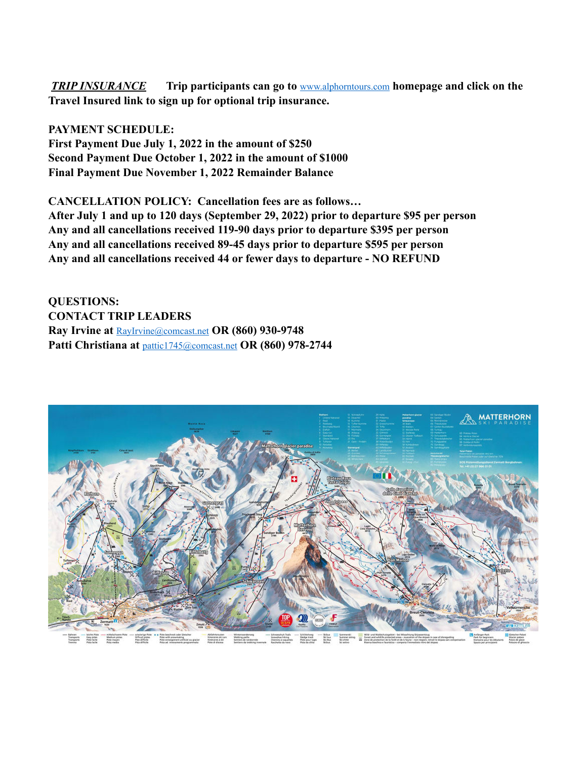***TRIP INSURANCE*** **Trip participants can go to [www.alphorntours.com](http://www.alphorntours.com) homepage and click on the Travel Insured link to sign up for optional trip insurance.**

**PAYMENT SCHEDULE:**
**First Payment Due July 1, 2022 in the amount of $250**
**Second Payment Due October 1, 2022 in the amount of $1000**
**Final Payment Due November 1, 2022 Remainder Balance**

**CANCELLATION POLICY: Cancellation fees are as follows…**
**After July 1 and up to 120 days (September 29, 2022) prior to departure $95 per person**
**Any and all cancellations received 119-90 days prior to departure $395 per person**
**Any and all cancellations received 89-45 days prior to departure $595 per person**
**Any and all cancellations received 44 or fewer days to departure - NO REFUND**

**QUESTIONS:**
**CONTACT TRIP LEADERS**
**Ray Irvine at [RayIrvine@comcast.net](mailto:RayIrvine@comcast.net) OR (860) 930-9748**
**Patti Christiana at [pattic1745@comcast.net](mailto:pattic1745@comcast.net) OR (860) 978-2744**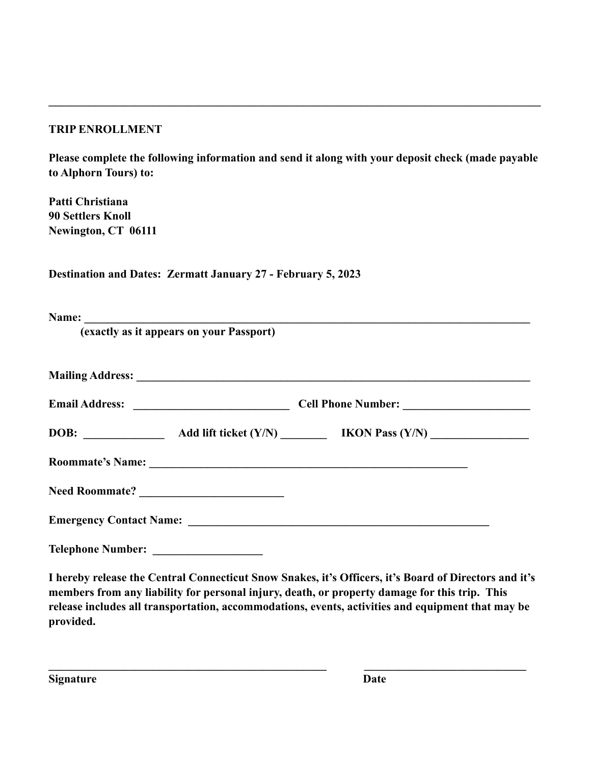---

**TRIP ENROLLMENT**

**Please complete the following information and send it along with your deposit check (made payable to Alphorn Tours) to:**

**Patti Christiana**
**90 Settlers Knoll**
**Newington, CT 06111**

**Destination and Dates: Zermatt January 27 - February 5, 2023**

**Name:** ____________________________________________________________________________
**(exactly as it appears on your Passport)**

**Mailing Address:** ______________________________________________________________________

**Email Address:** ___________________________ **Cell Phone Number:** ______________________

**DOB:** ______________ **Add lift ticket (Y/N)** ________ **IKON Pass (Y/N)** _________________

**Roommate's Name:** _________________________________________________________

**Need Roommate?** _________________________

**Emergency Contact Name:** ______________________________________________________

**Telephone Number:** ___________________

**I hereby release the Central Connecticut Snow Snakes, it's Officers, it's Board of Directors and it's members from any liability for personal injury, death, or property damage for this trip. This release includes all transportation, accommodations, events, activities and equipment that may be provided.**

_________________________________________________ ____________________________
**Signature** **Date**